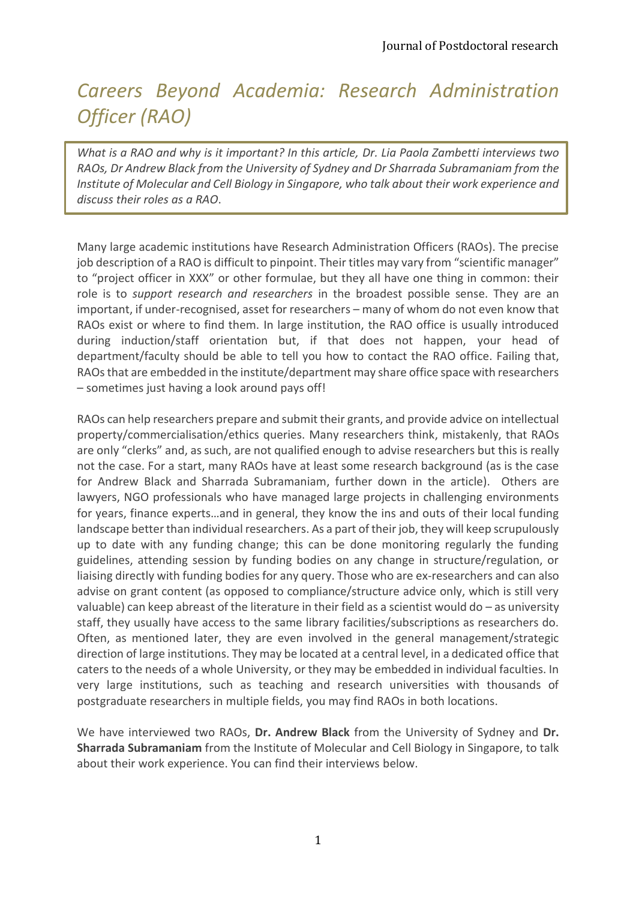# *Careers Beyond Academia: Research Administration Officer (RAO)*

*What is a RAO and why is it important? In this article, Dr. Lia Paola Zambetti interviews two RAOs, Dr Andrew Black from the University of Sydney and Dr Sharrada Subramaniam from the Institute of Molecular and Cell Biology in Singapore, who talk about their work experience and discuss their roles as a RAO.*

Many large academic institutions have Research Administration Officers (RAOs). The precise job description of a RAO is difficult to pinpoint. Their titles may vary from "scientific manager" to "project officer in XXX" or other formulae, but they all have one thing in common: their role is to *support research and researchers* in the broadest possible sense. They are an important, if under-recognised, asset for researchers – many of whom do not even know that RAOs exist or where to find them. In large institution, the RAO office is usually introduced during induction/staff orientation but, if that does not happen, your head of department/faculty should be able to tell you how to contact the RAO office. Failing that, RAOs that are embedded in the institute/department may share office space with researchers – sometimes just having a look around pays off!

RAOs can help researchers prepare and submit their grants, and provide advice on intellectual property/commercialisation/ethics queries. Many researchers think, mistakenly, that RAOs are only "clerks" and, as such, are not qualified enough to advise researchers but this is really not the case. For a start, many RAOs have at least some research background (as is the case for Andrew Black and Sharrada Subramaniam, further down in the article). Others are lawyers, NGO professionals who have managed large projects in challenging environments for years, finance experts…and in general, they know the ins and outs of their local funding landscape better than individual researchers. As a part of their job, they will keep scrupulously up to date with any funding change; this can be done monitoring regularly the funding guidelines, attending session by funding bodies on any change in structure/regulation, or liaising directly with funding bodies for any query. Those who are ex-researchers and can also advise on grant content (as opposed to compliance/structure advice only, which is still very valuable) can keep abreast of the literature in their field as a scientist would do – as university staff, they usually have access to the same library facilities/subscriptions as researchers do. Often, as mentioned later, they are even involved in the general management/strategic direction of large institutions. They may be located at a central level, in a dedicated office that caters to the needs of a whole University, or they may be embedded in individual faculties. In very large institutions, such as teaching and research universities with thousands of postgraduate researchers in multiple fields, you may find RAOs in both locations.

We have interviewed two RAOs, **Dr. Andrew Black** from the University of Sydney and **Dr. Sharrada Subramaniam** from the Institute of Molecular and Cell Biology in Singapore, to talk about their work experience. You can find their interviews below.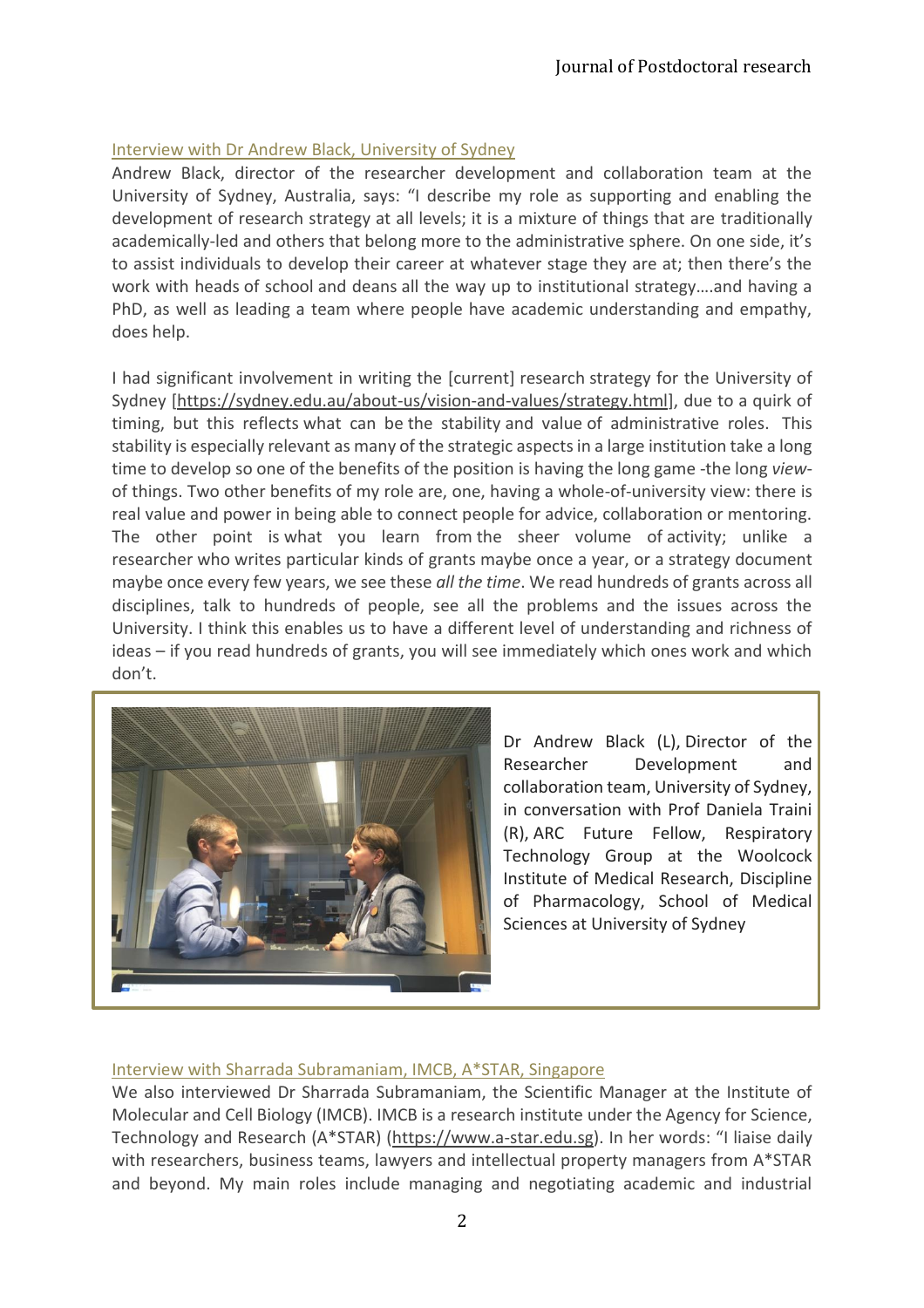## Interview with Dr Andrew Black, University of Sydney

Andrew Black, director of the researcher development and collaboration team at the University of Sydney, Australia, says: "I describe my role as supporting and enabling the development of research strategy at all levels; it is a mixture of things that are traditionally academically-led and others that belong more to the administrative sphere. On one side, it's to assist individuals to develop their career at whatever stage they are at; then there's the work with heads of school and deans all the way up to institutional strategy….and having a PhD, as well as leading a team where people have academic understanding and empathy, does help.

I had significant involvement in writing the [current] research strategy for the University of Sydney [https://sydney.edu.au/about-us/vision-and-values/strategy.html], due to a quirk of timing, but this reflects what can be the stability and value of administrative roles. This stability is especially relevant as many of the strategic aspects in a large institution take a long time to develop so one of the benefits of the position is having the long game -the long *view*- of things. Two other benefits of my role are, one, having a whole-of-university view: there is real value and power in being able to connect people for advice, collaboration or mentoring. The other point is what you learn from the sheer volume of activity; unlike a researcher who writes particular kinds of grants maybe once a year, or a strategy document maybe once every few years, we see these *all the time*. We read hundreds of grants across all disciplines, talk to hundreds of people, see all the problems and the issues across the University. I think this enables us to have a different level of understanding and richness of ideas – if you read hundreds of grants, you will see immediately which ones work and which don't.

Dr Andrew Black (L), Director of the Researcher Development and collaboration team, University of Sydney, in conversation with Prof Daniela Traini (R), ARC Future Fellow, Respiratory Technology Group at the Woolcock Institute of Medical Research, Discipline of Pharmacology, School of Medical Sciences at University of Sydney

## Interview with Sharrada Subramaniam, IMCB, A*STAR, Singapore

We also interviewed Dr Sharrada Subramaniam, the Scientific Manager at the Institute of Molecular and Cell Biology (IMCB). IMCB is a research institute under the Agency for Science, Technology and Research (A*STAR) (https://www.a-star.edu.sg). In her words: "I liaise daily with researchers, business teams, lawyers and intellectual property managers from A*STAR and beyond. My main roles include managing and negotiating academic and industrial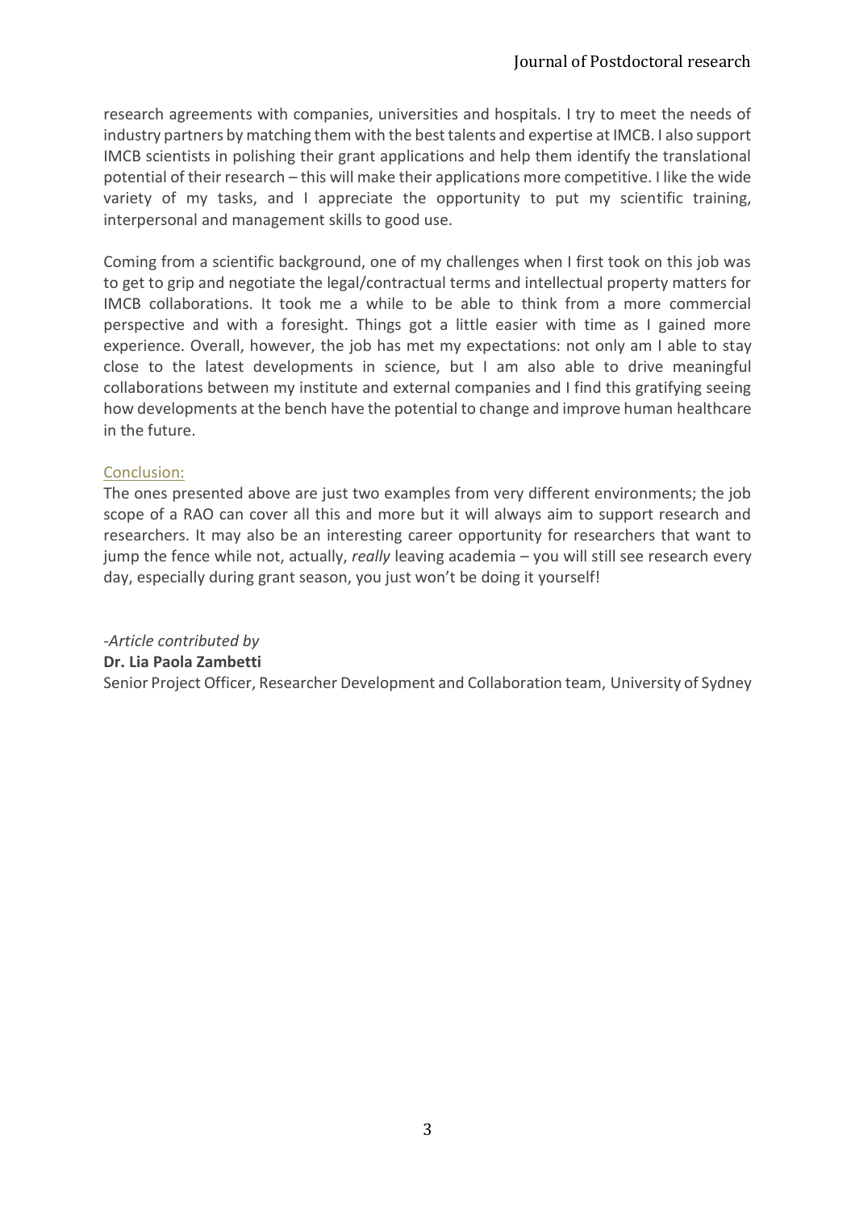research agreements with companies, universities and hospitals. I try to meet the needs of industry partners by matching them with the best talents and expertise at IMCB. I also support IMCB scientists in polishing their grant applications and help them identify the translational potential of their research – this will make their applications more competitive. I like the wide variety of my tasks, and I appreciate the opportunity to put my scientific training, interpersonal and management skills to good use.

Coming from a scientific background, one of my challenges when I first took on this job was to get to grip and negotiate the legal/contractual terms and intellectual property matters for IMCB collaborations. It took me a while to be able to think from a more commercial perspective and with a foresight. Things got a little easier with time as I gained more experience. Overall, however, the job has met my expectations: not only am I able to stay close to the latest developments in science, but I am also able to drive meaningful collaborations between my institute and external companies and I find this gratifying seeing how developments at the bench have the potential to change and improve human healthcare in the future.

## Conclusion:

The ones presented above are just two examples from very different environments; the job scope of a RAO can cover all this and more but it will always aim to support research and researchers. It may also be an interesting career opportunity for researchers that want to jump the fence while not, actually, *really* leaving academia – you will still see research every day, especially during grant season, you just won't be doing it yourself!

*-Article contributed by*
**Dr. Lia Paola Zambetti**
Senior Project Officer, Researcher Development and Collaboration team, University of Sydney